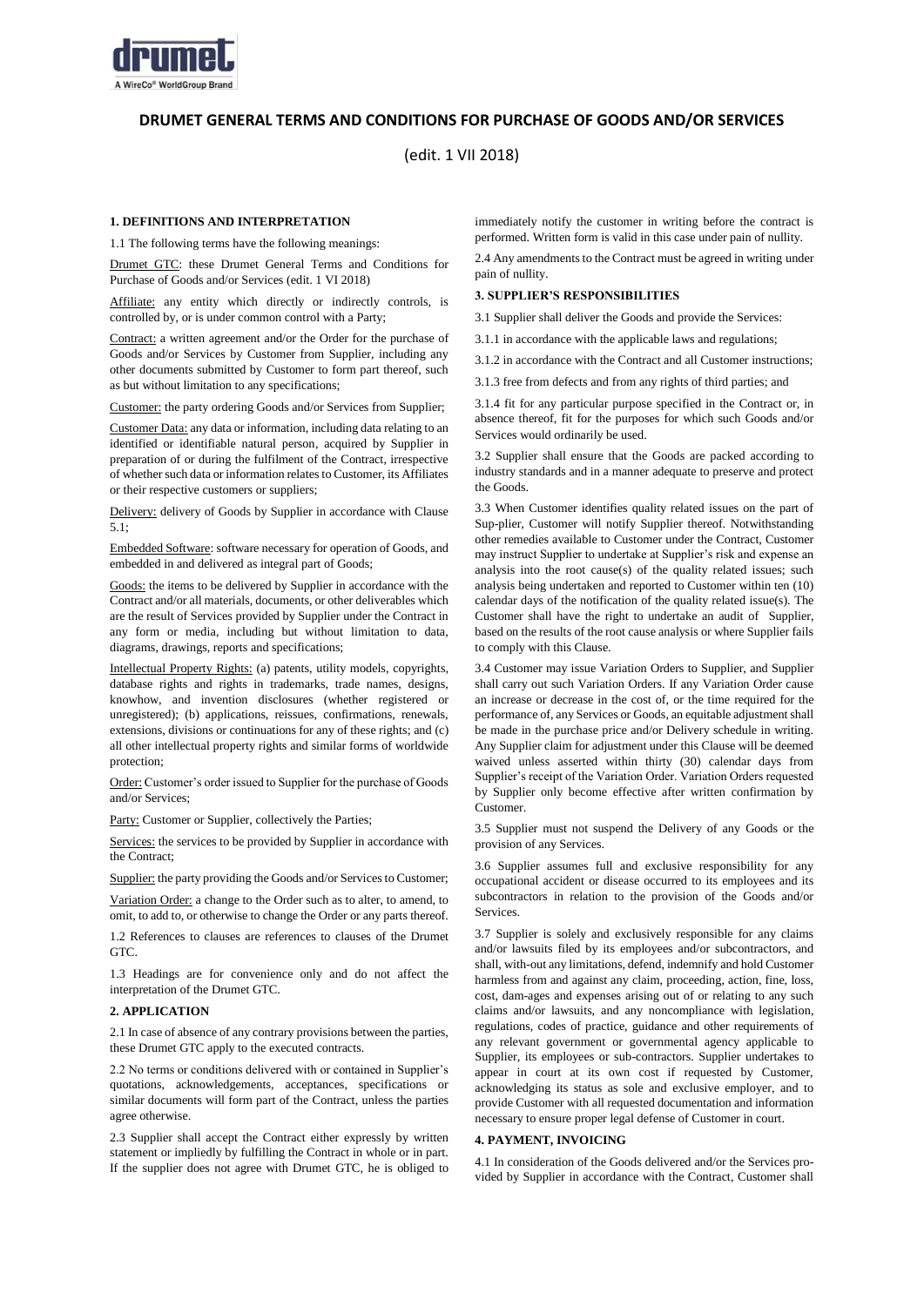# DRUMET GENERAL TERMS AND CONDITIONS FOR PURCHASE OF GOODS AND/OR SERVICES

(edit. 1 VII 2018)

### 1. DEFINITIONS AND INTERPRETATION

1.1 The following terms have the following meanings:

Drumet GTC: these Drumet General Terms and Conditions for Purchase of Goods and/or Services (edit. 1 VI 2018)

Affiliate: any entity which directly or indirectly controls, is controlled by, or is under common control with a Party;

Contract: a written agreement and/or the Order for the purchase of Goods and/or Services by Customer from Supplier, including any other documents submitted by Customer to form part thereof, such as but without limitation to any specifications;

Customer: the party ordering Goods and/or Services from Supplier;

Customer Data: any data or information, including data relating to an identified or identifiable natural person, acquired by Supplier in preparation of or during the fulfilment of the Contract, irrespective of whether such data or information relates to Customer, its Affiliates or their respective customers or suppliers;

Delivery: delivery of Goods by Supplier in accordance with Clause 5.1;

Embedded Software: software necessary for operation of Goods, and embedded in and delivered as integral part of Goods;

Goods: the items to be delivered by Supplier in accordance with the Contract and/or all materials, documents, or other deliverables which are the result of Services provided by Supplier under the Contract in any form or media, including but without limitation to data, diagrams, drawings, reports and specifications;

Intellectual Property Rights: (a) patents, utility models, copyrights, database rights and rights in trademarks, trade names, designs, knowhow, and invention disclosures (whether registered or unregistered); (b) applications, reissues, confirmations, renewals, extensions, divisions or continuations for any of these rights; and (c) all other intellectual property rights and similar forms of worldwide protection;

Order: Customer's order issued to Supplier for the purchase of Goods and/or Services;

Party: Customer or Supplier, collectively the Parties;

Services: the services to be provided by Supplier in accordance with the Contract;

Supplier: the party providing the Goods and/or Services to Customer;

Variation Order: a change to the Order such as to alter, to amend, to omit, to add to, or otherwise to change the Order or any parts thereof.

1.2 References to clauses are references to clauses of the Drumet GTC.

1.3 Headings are for convenience only and do not affect the interpretation of the Drumet GTC.

### 2. APPLICATION

2.1 In case of absence of any contrary provisions between the parties, these Drumet GTC apply to the executed contracts.

2.2 No terms or conditions delivered with or contained in Supplier's quotations, acknowledgements, acceptances, specifications or similar documents will form part of the Contract, unless the parties agree otherwise.

2.3 Supplier shall accept the Contract either expressly by written statement or impliedly by fulfilling the Contract in whole or in part. If the supplier does not agree with Drumet GTC, he is obliged to immediately notify the customer in writing before the contract is performed. Written form is valid in this case under pain of nullity.

2.4 Any amendments to the Contract must be agreed in writing under pain of nullity.

### 3. SUPPLIER'S RESPONSIBILITIES

3.1 Supplier shall deliver the Goods and provide the Services:

3.1.1 in accordance with the applicable laws and regulations;

3.1.2 in accordance with the Contract and all Customer instructions;

3.1.3 free from defects and from any rights of third parties; and

3.1.4 fit for any particular purpose specified in the Contract or, in absence thereof, fit for the purposes for which such Goods and/or Services would ordinarily be used.

3.2 Supplier shall ensure that the Goods are packed according to industry standards and in a manner adequate to preserve and protect the Goods.

3.3 When Customer identifies quality related issues on the part of Sup-plier, Customer will notify Supplier thereof. Notwithstanding other remedies available to Customer under the Contract, Customer may instruct Supplier to undertake at Supplier's risk and expense an analysis into the root cause(s) of the quality related issues; such analysis being undertaken and reported to Customer within ten (10) calendar days of the notification of the quality related issue(s). The Customer shall have the right to undertake an audit of Supplier, based on the results of the root cause analysis or where Supplier fails to comply with this Clause.

3.4 Customer may issue Variation Orders to Supplier, and Supplier shall carry out such Variation Orders. If any Variation Order cause an increase or decrease in the cost of, or the time required for the performance of, any Services or Goods, an equitable adjustment shall be made in the purchase price and/or Delivery schedule in writing. Any Supplier claim for adjustment under this Clause will be deemed waived unless asserted within thirty (30) calendar days from Supplier's receipt of the Variation Order. Variation Orders requested by Supplier only become effective after written confirmation by Customer.

3.5 Supplier must not suspend the Delivery of any Goods or the provision of any Services.

3.6 Supplier assumes full and exclusive responsibility for any occupational accident or disease occurred to its employees and its subcontractors in relation to the provision of the Goods and/or Services.

3.7 Supplier is solely and exclusively responsible for any claims and/or lawsuits filed by its employees and/or subcontractors, and shall, with-out any limitations, defend, indemnify and hold Customer harmless from and against any claim, proceeding, action, fine, loss, cost, dam-ages and expenses arising out of or relating to any such claims and/or lawsuits, and any noncompliance with legislation, regulations, codes of practice, guidance and other requirements of any relevant government or governmental agency applicable to Supplier, its employees or sub-contractors. Supplier undertakes to appear in court at its own cost if requested by Customer, acknowledging its status as sole and exclusive employer, and to provide Customer with all requested documentation and information necessary to ensure proper legal defense of Customer in court.

### 4. PAYMENT, INVOICING

4.1 In consideration of the Goods delivered and/or the Services pro-vided by Supplier in accordance with the Contract, Customer shall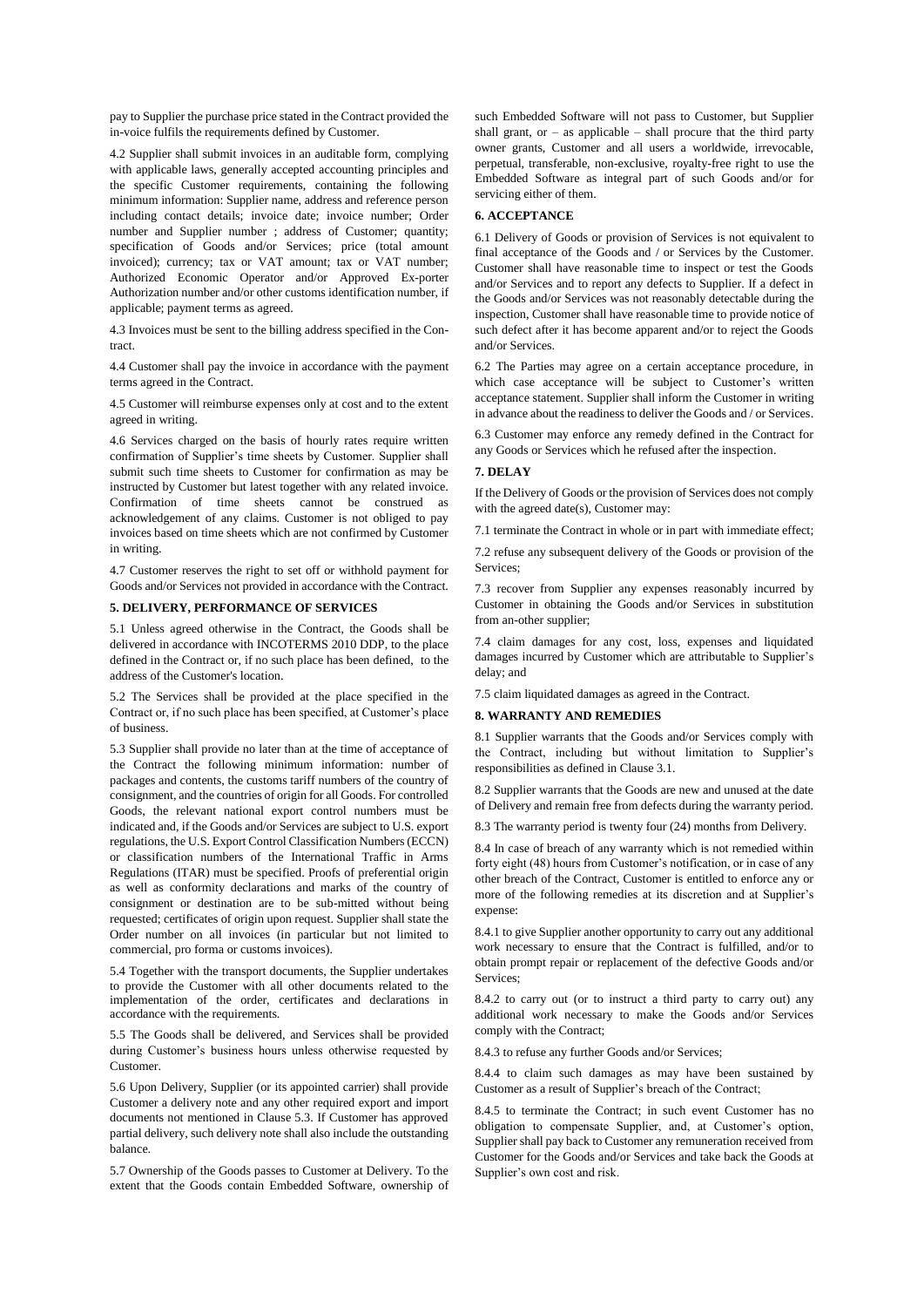pay to Supplier the purchase price stated in the Contract provided the in-voice fulfils the requirements defined by Customer.

4.2 Supplier shall submit invoices in an auditable form, complying with applicable laws, generally accepted accounting principles and the specific Customer requirements, containing the following minimum information: Supplier name, address and reference person including contact details; invoice date; invoice number; Order number and Supplier number ; address of Customer; quantity; specification of Goods and/or Services; price (total amount invoiced); currency; tax or VAT amount; tax or VAT number; Authorized Economic Operator and/or Approved Ex-porter Authorization number and/or other customs identification number, if applicable; payment terms as agreed.

4.3 Invoices must be sent to the billing address specified in the Con-tract.

4.4 Customer shall pay the invoice in accordance with the payment terms agreed in the Contract.

4.5 Customer will reimburse expenses only at cost and to the extent agreed in writing.

4.6 Services charged on the basis of hourly rates require written confirmation of Supplier's time sheets by Customer. Supplier shall submit such time sheets to Customer for confirmation as may be instructed by Customer but latest together with any related invoice. Confirmation of time sheets cannot be construed as acknowledgement of any claims. Customer is not obliged to pay invoices based on time sheets which are not confirmed by Customer in writing.

4.7 Customer reserves the right to set off or withhold payment for Goods and/or Services not provided in accordance with the Contract.

## 5. DELIVERY, PERFORMANCE OF SERVICES

5.1 Unless agreed otherwise in the Contract, the Goods shall be delivered in accordance with INCOTERMS 2010 DDP, to the place defined in the Contract or, if no such place has been defined, to the address of the Customer's location.

5.2 The Services shall be provided at the place specified in the Contract or, if no such place has been specified, at Customer's place of business.

5.3 Supplier shall provide no later than at the time of acceptance of the Contract the following minimum information: number of packages and contents, the customs tariff numbers of the country of consignment, and the countries of origin for all Goods. For controlled Goods, the relevant national export control numbers must be indicated and, if the Goods and/or Services are subject to U.S. export regulations, the U.S. Export Control Classification Numbers (ECCN) or classification numbers of the International Traffic in Arms Regulations (ITAR) must be specified. Proofs of preferential origin as well as conformity declarations and marks of the country of consignment or destination are to be sub-mitted without being requested; certificates of origin upon request. Supplier shall state the Order number on all invoices (in particular but not limited to commercial, pro forma or customs invoices).

5.4 Together with the transport documents, the Supplier undertakes to provide the Customer with all other documents related to the implementation of the order, certificates and declarations in accordance with the requirements.

5.5 The Goods shall be delivered, and Services shall be provided during Customer's business hours unless otherwise requested by Customer.

5.6 Upon Delivery, Supplier (or its appointed carrier) shall provide Customer a delivery note and any other required export and import documents not mentioned in Clause 5.3. If Customer has approved partial delivery, such delivery note shall also include the outstanding balance.

5.7 Ownership of the Goods passes to Customer at Delivery. To the extent that the Goods contain Embedded Software, ownership of such Embedded Software will not pass to Customer, but Supplier shall grant, or – as applicable – shall procure that the third party owner grants, Customer and all users a worldwide, irrevocable, perpetual, transferable, non-exclusive, royalty-free right to use the Embedded Software as integral part of such Goods and/or for servicing either of them.

## 6. ACCEPTANCE

6.1 Delivery of Goods or provision of Services is not equivalent to final acceptance of the Goods and / or Services by the Customer. Customer shall have reasonable time to inspect or test the Goods and/or Services and to report any defects to Supplier. If a defect in the Goods and/or Services was not reasonably detectable during the inspection, Customer shall have reasonable time to provide notice of such defect after it has become apparent and/or to reject the Goods and/or Services.

6.2 The Parties may agree on a certain acceptance procedure, in which case acceptance will be subject to Customer's written acceptance statement. Supplier shall inform the Customer in writing in advance about the readiness to deliver the Goods and / or Services.

6.3 Customer may enforce any remedy defined in the Contract for any Goods or Services which he refused after the inspection.

## 7. DELAY

If the Delivery of Goods or the provision of Services does not comply with the agreed date(s), Customer may:

7.1 terminate the Contract in whole or in part with immediate effect;

7.2 refuse any subsequent delivery of the Goods or provision of the Services;

7.3 recover from Supplier any expenses reasonably incurred by Customer in obtaining the Goods and/or Services in substitution from an-other supplier;

7.4 claim damages for any cost, loss, expenses and liquidated damages incurred by Customer which are attributable to Supplier's delay; and

7.5 claim liquidated damages as agreed in the Contract.

## 8. WARRANTY AND REMEDIES

8.1 Supplier warrants that the Goods and/or Services comply with the Contract, including but without limitation to Supplier's responsibilities as defined in Clause 3.1.

8.2 Supplier warrants that the Goods are new and unused at the date of Delivery and remain free from defects during the warranty period.

8.3 The warranty period is twenty four (24) months from Delivery.

8.4 In case of breach of any warranty which is not remedied within forty eight (48) hours from Customer's notification, or in case of any other breach of the Contract, Customer is entitled to enforce any or more of the following remedies at its discretion and at Supplier's expense:

8.4.1 to give Supplier another opportunity to carry out any additional work necessary to ensure that the Contract is fulfilled, and/or to obtain prompt repair or replacement of the defective Goods and/or Services;

8.4.2 to carry out (or to instruct a third party to carry out) any additional work necessary to make the Goods and/or Services comply with the Contract;

8.4.3 to refuse any further Goods and/or Services;

8.4.4 to claim such damages as may have been sustained by Customer as a result of Supplier's breach of the Contract;

8.4.5 to terminate the Contract; in such event Customer has no obligation to compensate Supplier, and, at Customer's option, Supplier shall pay back to Customer any remuneration received from Customer for the Goods and/or Services and take back the Goods at Supplier's own cost and risk.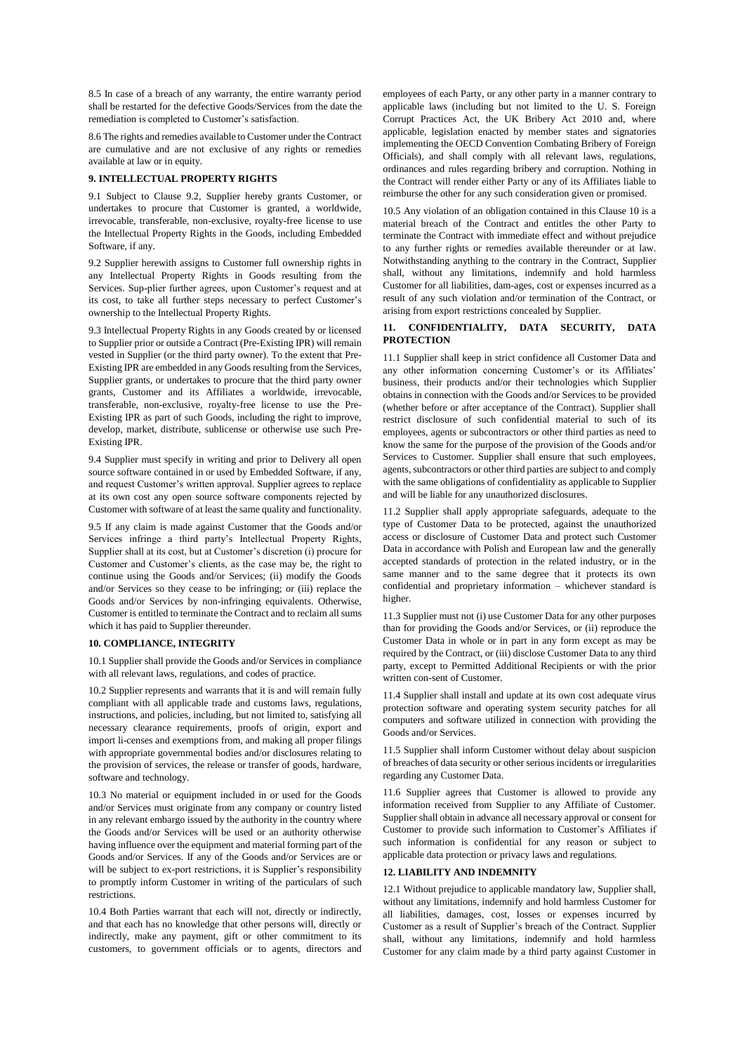8.5 In case of a breach of any warranty, the entire warranty period shall be restarted for the defective Goods/Services from the date the remediation is completed to Customer's satisfaction.

8.6 The rights and remedies available to Customer under the Contract are cumulative and are not exclusive of any rights or remedies available at law or in equity.

**9. INTELLECTUAL PROPERTY RIGHTS**

9.1 Subject to Clause 9.2, Supplier hereby grants Customer, or undertakes to procure that Customer is granted, a worldwide, irrevocable, transferable, non-exclusive, royalty-free license to use the Intellectual Property Rights in the Goods, including Embedded Software, if any.

9.2 Supplier herewith assigns to Customer full ownership rights in any Intellectual Property Rights in Goods resulting from the Services. Sup-plier further agrees, upon Customer's request and at its cost, to take all further steps necessary to perfect Customer's ownership to the Intellectual Property Rights.

9.3 Intellectual Property Rights in any Goods created by or licensed to Supplier prior or outside a Contract (Pre-Existing IPR) will remain vested in Supplier (or the third party owner). To the extent that Pre-Existing IPR are embedded in any Goods resulting from the Services, Supplier grants, or undertakes to procure that the third party owner grants, Customer and its Affiliates a worldwide, irrevocable, transferable, non-exclusive, royalty-free license to use the Pre-Existing IPR as part of such Goods, including the right to improve, develop, market, distribute, sublicense or otherwise use such Pre-Existing IPR.

9.4 Supplier must specify in writing and prior to Delivery all open source software contained in or used by Embedded Software, if any, and request Customer's written approval. Supplier agrees to replace at its own cost any open source software components rejected by Customer with software of at least the same quality and functionality.

9.5 If any claim is made against Customer that the Goods and/or Services infringe a third party's Intellectual Property Rights, Supplier shall at its cost, but at Customer's discretion (i) procure for Customer and Customer's clients, as the case may be, the right to continue using the Goods and/or Services; (ii) modify the Goods and/or Services so they cease to be infringing; or (iii) replace the Goods and/or Services by non-infringing equivalents. Otherwise, Customer is entitled to terminate the Contract and to reclaim all sums which it has paid to Supplier thereunder.

**10. COMPLIANCE, INTEGRITY**

10.1 Supplier shall provide the Goods and/or Services in compliance with all relevant laws, regulations, and codes of practice.

10.2 Supplier represents and warrants that it is and will remain fully compliant with all applicable trade and customs laws, regulations, instructions, and policies, including, but not limited to, satisfying all necessary clearance requirements, proofs of origin, export and import li-censes and exemptions from, and making all proper filings with appropriate governmental bodies and/or disclosures relating to the provision of services, the release or transfer of goods, hardware, software and technology.

10.3 No material or equipment included in or used for the Goods and/or Services must originate from any company or country listed in any relevant embargo issued by the authority in the country where the Goods and/or Services will be used or an authority otherwise having influence over the equipment and material forming part of the Goods and/or Services. If any of the Goods and/or Services are or will be subject to ex-port restrictions, it is Supplier's responsibility to promptly inform Customer in writing of the particulars of such restrictions.

10.4 Both Parties warrant that each will not, directly or indirectly, and that each has no knowledge that other persons will, directly or indirectly, make any payment, gift or other commitment to its customers, to government officials or to agents, directors and employees of each Party, or any other party in a manner contrary to applicable laws (including but not limited to the U. S. Foreign Corrupt Practices Act, the UK Bribery Act 2010 and, where applicable, legislation enacted by member states and signatories implementing the OECD Convention Combating Bribery of Foreign Officials), and shall comply with all relevant laws, regulations, ordinances and rules regarding bribery and corruption. Nothing in the Contract will render either Party or any of its Affiliates liable to reimburse the other for any such consideration given or promised.

10.5 Any violation of an obligation contained in this Clause 10 is a material breach of the Contract and entitles the other Party to terminate the Contract with immediate effect and without prejudice to any further rights or remedies available thereunder or at law. Notwithstanding anything to the contrary in the Contract, Supplier shall, without any limitations, indemnify and hold harmless Customer for all liabilities, dam-ages, cost or expenses incurred as a result of any such violation and/or termination of the Contract, or arising from export restrictions concealed by Supplier.

**11. CONFIDENTIALITY, DATA SECURITY, DATA PROTECTION**

11.1 Supplier shall keep in strict confidence all Customer Data and any other information concerning Customer's or its Affiliates' business, their products and/or their technologies which Supplier obtains in connection with the Goods and/or Services to be provided (whether before or after acceptance of the Contract). Supplier shall restrict disclosure of such confidential material to such of its employees, agents or subcontractors or other third parties as need to know the same for the purpose of the provision of the Goods and/or Services to Customer. Supplier shall ensure that such employees, agents, subcontractors or other third parties are subject to and comply with the same obligations of confidentiality as applicable to Supplier and will be liable for any unauthorized disclosures.

11.2 Supplier shall apply appropriate safeguards, adequate to the type of Customer Data to be protected, against the unauthorized access or disclosure of Customer Data and protect such Customer Data in accordance with Polish and European law and the generally accepted standards of protection in the related industry, or in the same manner and to the same degree that it protects its own confidential and proprietary information – whichever standard is higher.

11.3 Supplier must not (i) use Customer Data for any other purposes than for providing the Goods and/or Services, or (ii) reproduce the Customer Data in whole or in part in any form except as may be required by the Contract, or (iii) disclose Customer Data to any third party, except to Permitted Additional Recipients or with the prior written con-sent of Customer.

11.4 Supplier shall install and update at its own cost adequate virus protection software and operating system security patches for all computers and software utilized in connection with providing the Goods and/or Services.

11.5 Supplier shall inform Customer without delay about suspicion of breaches of data security or other serious incidents or irregularities regarding any Customer Data.

11.6 Supplier agrees that Customer is allowed to provide any information received from Supplier to any Affiliate of Customer. Supplier shall obtain in advance all necessary approval or consent for Customer to provide such information to Customer's Affiliates if such information is confidential for any reason or subject to applicable data protection or privacy laws and regulations.

**12. LIABILITY AND INDEMNITY**

12.1 Without prejudice to applicable mandatory law, Supplier shall, without any limitations, indemnify and hold harmless Customer for all liabilities, damages, cost, losses or expenses incurred by Customer as a result of Supplier's breach of the Contract. Supplier shall, without any limitations, indemnify and hold harmless Customer for any claim made by a third party against Customer in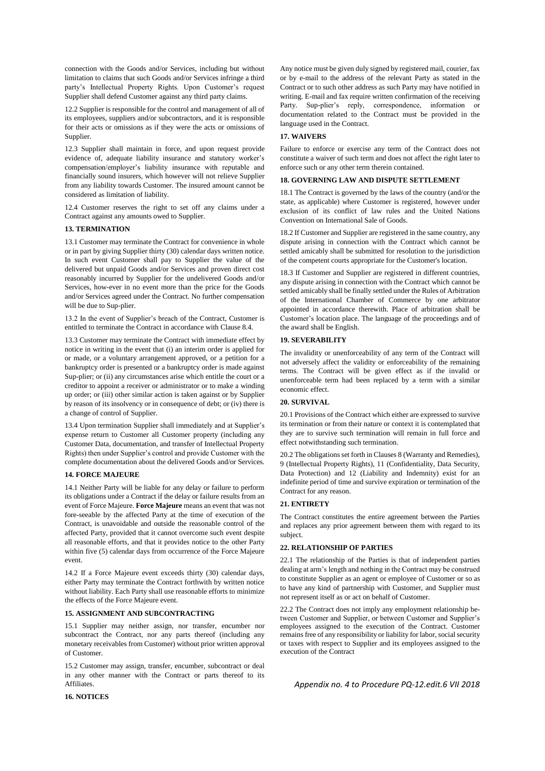connection with the Goods and/or Services, including but without limitation to claims that such Goods and/or Services infringe a third party's Intellectual Property Rights. Upon Customer's request Supplier shall defend Customer against any third party claims.

12.2 Supplier is responsible for the control and management of all of its employees, suppliers and/or subcontractors, and it is responsible for their acts or omissions as if they were the acts or omissions of Supplier.

12.3 Supplier shall maintain in force, and upon request provide evidence of, adequate liability insurance and statutory worker's compensation/employer's liability insurance with reputable and financially sound insurers, which however will not relieve Supplier from any liability towards Customer. The insured amount cannot be considered as limitation of liability.

12.4 Customer reserves the right to set off any claims under a Contract against any amounts owed to Supplier.

### 13. TERMINATION

13.1 Customer may terminate the Contract for convenience in whole or in part by giving Supplier thirty (30) calendar days written notice. In such event Customer shall pay to Supplier the value of the delivered but unpaid Goods and/or Services and proven direct cost reasonably incurred by Supplier for the undelivered Goods and/or Services, how-ever in no event more than the price for the Goods and/or Services agreed under the Contract. No further compensation will be due to Sup-plier.

13.2 In the event of Supplier's breach of the Contract, Customer is entitled to terminate the Contract in accordance with Clause 8.4.

13.3 Customer may terminate the Contract with immediate effect by notice in writing in the event that (i) an interim order is applied for or made, or a voluntary arrangement approved, or a petition for a bankruptcy order is presented or a bankruptcy order is made against Sup-plier; or (ii) any circumstances arise which entitle the court or a creditor to appoint a receiver or administrator or to make a winding up order; or (iii) other similar action is taken against or by Supplier by reason of its insolvency or in consequence of debt; or (iv) there is a change of control of Supplier.

13.4 Upon termination Supplier shall immediately and at Supplier's expense return to Customer all Customer property (including any Customer Data, documentation, and transfer of Intellectual Property Rights) then under Supplier's control and provide Customer with the complete documentation about the delivered Goods and/or Services.

### 14. FORCE MAJEURE

14.1 Neither Party will be liable for any delay or failure to perform its obligations under a Contract if the delay or failure results from an event of Force Majeure. **Force Majeure** means an event that was not fore-seeable by the affected Party at the time of execution of the Contract, is unavoidable and outside the reasonable control of the affected Party, provided that it cannot overcome such event despite all reasonable efforts, and that it provides notice to the other Party within five (5) calendar days from occurrence of the Force Majeure event.

14.2 If a Force Majeure event exceeds thirty (30) calendar days, either Party may terminate the Contract forthwith by written notice without liability. Each Party shall use reasonable efforts to minimize the effects of the Force Majeure event.

### 15. ASSIGNMENT AND SUBCONTRACTING

15.1 Supplier may neither assign, nor transfer, encumber nor subcontract the Contract, nor any parts thereof (including any monetary receivables from Customer) without prior written approval of Customer.

15.2 Customer may assign, transfer, encumber, subcontract or deal in any other manner with the Contract or parts thereof to its Affiliates.

### 16. NOTICES

Any notice must be given duly signed by registered mail, courier, fax or by e-mail to the address of the relevant Party as stated in the Contract or to such other address as such Party may have notified in writing. E-mail and fax require written confirmation of the receiving Party. Sup-plier's reply, correspondence, information or documentation related to the Contract must be provided in the language used in the Contract.

### 17. WAIVERS

Failure to enforce or exercise any term of the Contract does not constitute a waiver of such term and does not affect the right later to enforce such or any other term therein contained.

### 18. GOVERNING LAW AND DISPUTE SETTLEMENT

18.1 The Contract is governed by the laws of the country (and/or the state, as applicable) where Customer is registered, however under exclusion of its conflict of law rules and the United Nations Convention on International Sale of Goods.

18.2 If Customer and Supplier are registered in the same country, any dispute arising in connection with the Contract which cannot be settled amicably shall be submitted for resolution to the jurisdiction of the competent courts appropriate for the Customer's location.

18.3 If Customer and Supplier are registered in different countries, any dispute arising in connection with the Contract which cannot be settled amicably shall be finally settled under the Rules of Arbitration of the International Chamber of Commerce by one arbitrator appointed in accordance therewith. Place of arbitration shall be Customer's location place. The language of the proceedings and of the award shall be English.

### 19. SEVERABILITY

The invalidity or unenforceability of any term of the Contract will not adversely affect the validity or enforceability of the remaining terms. The Contract will be given effect as if the invalid or unenforceable term had been replaced by a term with a similar economic effect.

### 20. SURVIVAL

20.1 Provisions of the Contract which either are expressed to survive its termination or from their nature or context it is contemplated that they are to survive such termination will remain in full force and effect notwithstanding such termination.

20.2 The obligations set forth in Clauses 8 (Warranty and Remedies), 9 (Intellectual Property Rights), 11 (Confidentiality, Data Security, Data Protection) and 12 (Liability and Indemnity) exist for an indefinite period of time and survive expiration or termination of the Contract for any reason.

### 21. ENTIRETY

The Contract constitutes the entire agreement between the Parties and replaces any prior agreement between them with regard to its subject.

### 22. RELATIONSHIP OF PARTIES

22.1 The relationship of the Parties is that of independent parties dealing at arm's length and nothing in the Contract may be construed to constitute Supplier as an agent or employee of Customer or so as to have any kind of partnership with Customer, and Supplier must not represent itself as or act on behalf of Customer.

22.2 The Contract does not imply any employment relationship be-tween Customer and Supplier, or between Customer and Supplier's employees assigned to the execution of the Contract. Customer remains free of any responsibility or liability for labor, social security or taxes with respect to Supplier and its employees assigned to the execution of the Contract

*Appendix no. 4 to Procedure PQ-12.edit.6 VII 2018*